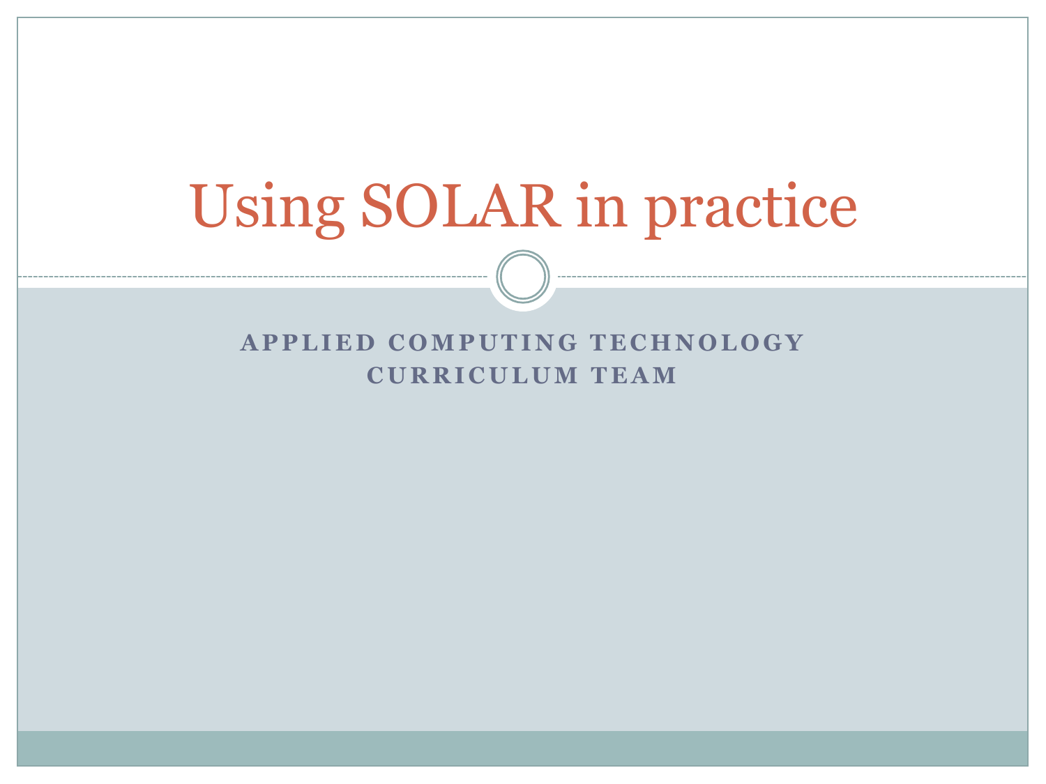# Using SOLAR in practice

**APPLIED COMPUTING TECHNOLOGY CURRICULUM TEAM**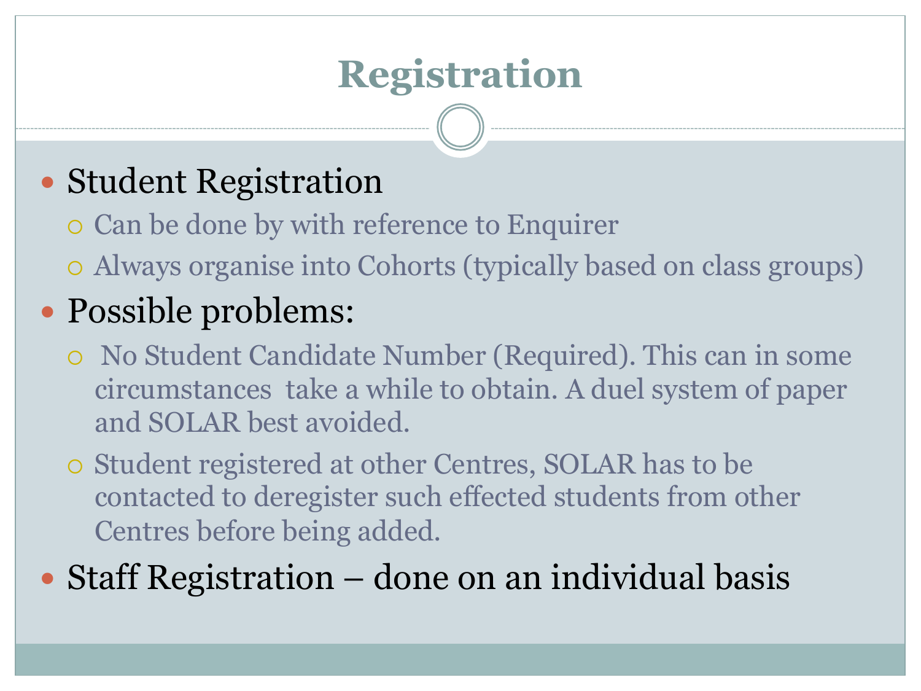# Registration

- Student Registration
  - Can be done by with reference to Enquirer
  - Always organise into Cohorts (typically based on class groups)
- Possible problems:
  - No Student Candidate Number (Required). This can in some circumstances take a while to obtain. A duel system of paper and SOLAR best avoided.
  - Student registered at other Centres, SOLAR has to be contacted to deregister such effected students from other Centres before being added.
- Staff Registration – done on an individual basis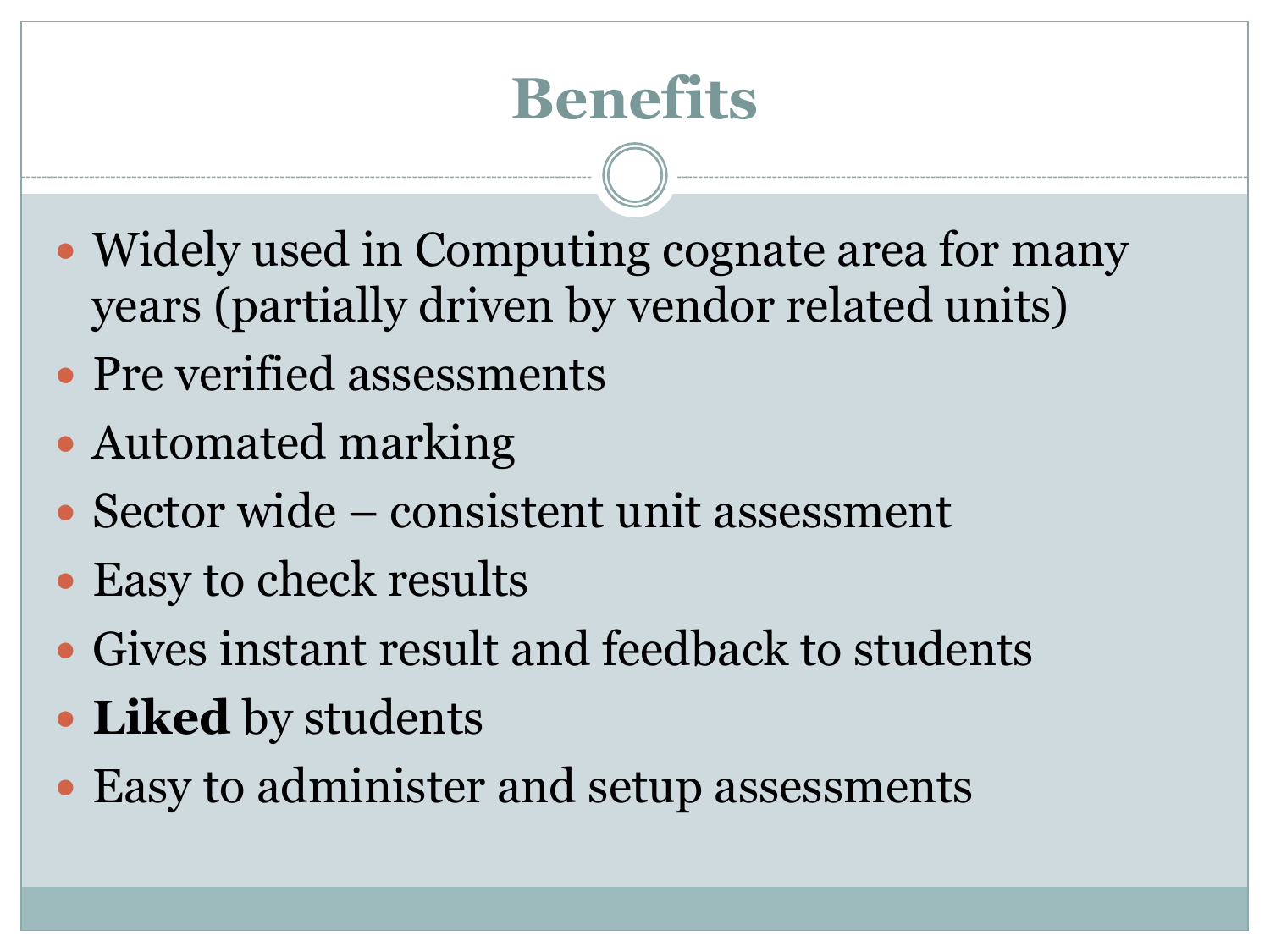# Benefits

- Widely used in Computing cognate area for many years (partially driven by vendor related units)
- Pre verified assessments
- Automated marking
- Sector wide – consistent unit assessment
- Easy to check results
- Gives instant result and feedback to students
- **Liked** by students
- Easy to administer and setup assessments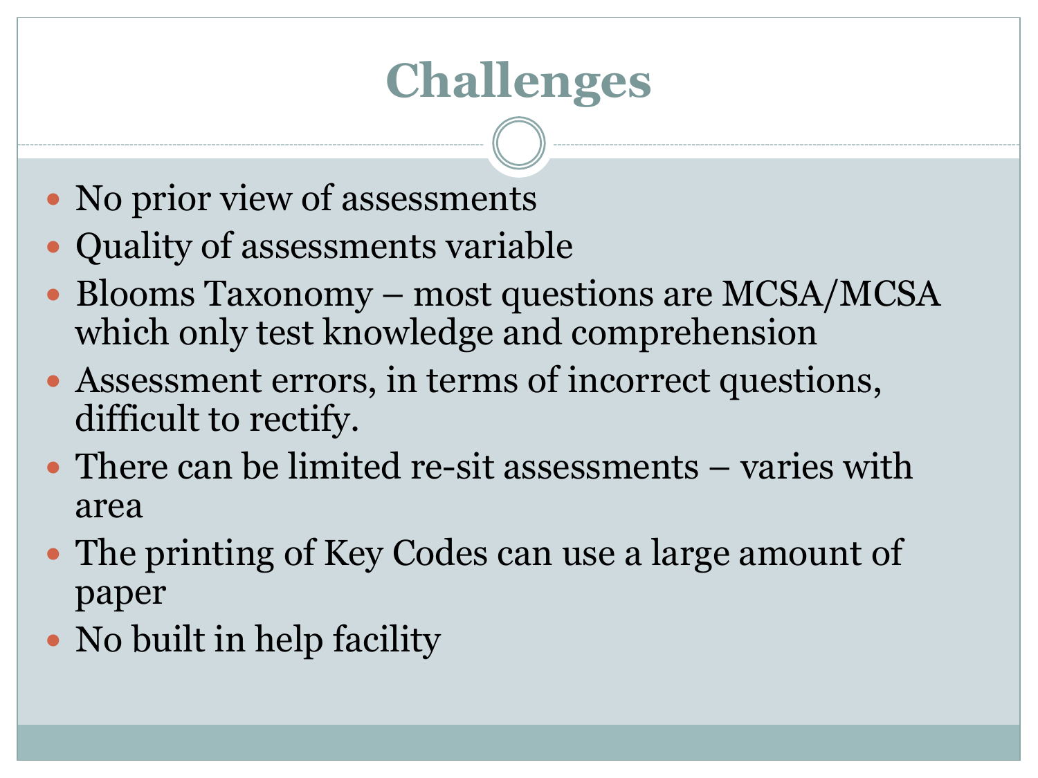# Challenges

- No prior view of assessments
- Quality of assessments variable
- Blooms Taxonomy – most questions are MCSA/MCSA which only test knowledge and comprehension
- Assessment errors, in terms of incorrect questions, difficult to rectify.
- There can be limited re-sit assessments – varies with area
- The printing of Key Codes can use a large amount of paper
- No built in help facility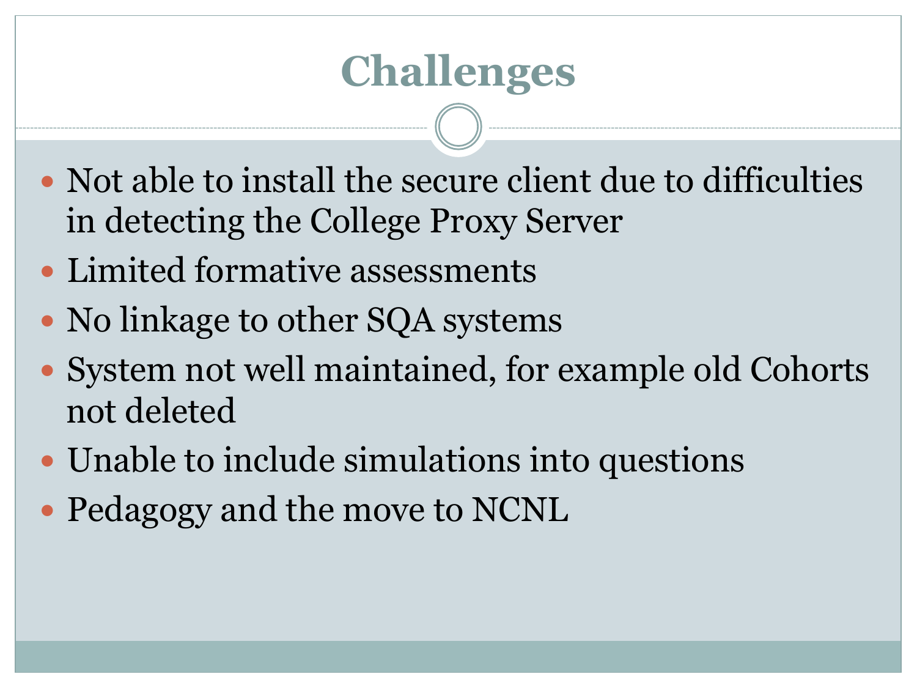# Challenges

- Not able to install the secure client due to difficulties in detecting the College Proxy Server
- Limited formative assessments
- No linkage to other SQA systems
- System not well maintained, for example old Cohorts not deleted
- Unable to include simulations into questions
- Pedagogy and the move to NCNL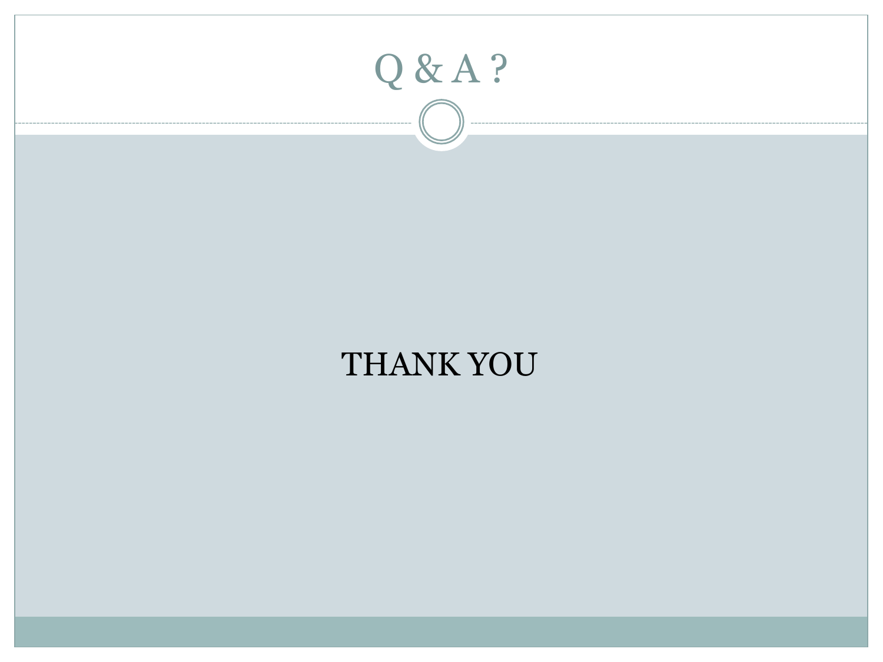# Q & A ?

THANK YOU